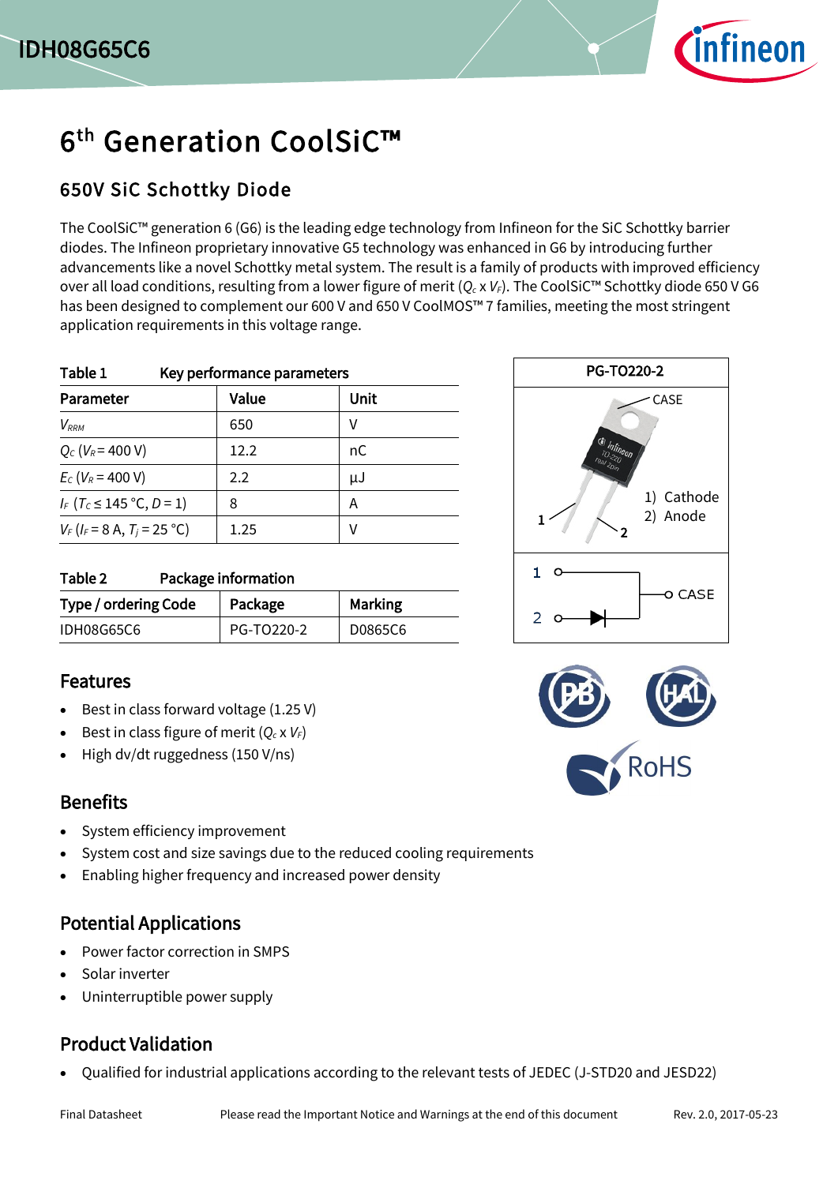# 6th Generation CoolSiC™

## 650V SiC Schottky Diode

The CoolSiC™ generation 6 (G6) is the leading edge technology from Infineon for the SiC Schottky barrier diodes. The Infineon proprietary innovative G5 technology was enhanced in G6 by introducing further advancements like a novel Schottky metal system. The result is a family of products with improved efficiency over all load conditions, resulting from a lower figure of merit ($Q_c$ x $V_F$). The CoolSiC™ Schottky diode 650 V G6 has been designed to complement our 600 V and 650 V CoolMOS™ 7 families, meeting the most stringent application requirements in this voltage range.

Table 1 Key performance parameters

| Parameter | Value | Unit |
|---|---|---|
| $V_{RRM}$ | 650 | V |
| $Q_C$ ($V_R$ = 400 V) | 12.2 | nC |
| $E_C$ ($V_R$ = 400 V) | 2.2 | µJ |
| $I_F$ ($T_C \leq$ 145 °C, $D$ = 1) | 8 | A |
| $V_F$ ($I_F$ = 8 A, $T_j$ = 25 °C) | 1.25 | V |

Table 2 Package information

| Type / ordering Code | Package | Marking |
|---|---|---|
| IDH08G65C6 | PG-TO220-2 | D0865C6 |

PG-TO220-2

CASE

1) Cathode
2) Anode

## Features

- Best in class forward voltage (1.25 V)
- Best in class figure of merit ($Q_c$ x $V_F$)
- High dv/dt ruggedness (150 V/ns)

## Benefits

- System efficiency improvement
- System cost and size savings due to the reduced cooling requirements
- Enabling higher frequency and increased power density

## Potential Applications

- Power factor correction in SMPS
- Solar inverter
- Uninterruptible power supply

## Product Validation

- Qualified for industrial applications according to the relevant tests of JEDEC (J-STD20 and JESD22)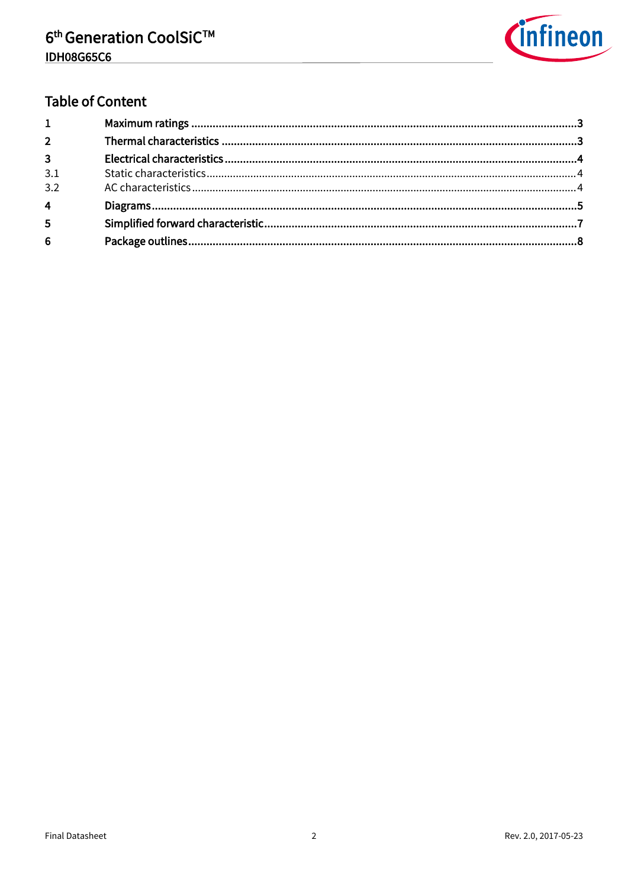## Table of Content

| | | |
|---|---|---|
| **1** | **Maximum ratings** | **3** |
| **2** | **Thermal characteristics** | **3** |
| **3** | **Electrical characteristics** | **4** |
| 3.1 | Static characteristics | 4 |
| 3.2 | AC characteristics | 4 |
| **4** | **Diagrams** | **5** |
| **5** | **Simplified forward characteristic** | **7** |
| **6** | **Package outlines** | **8** |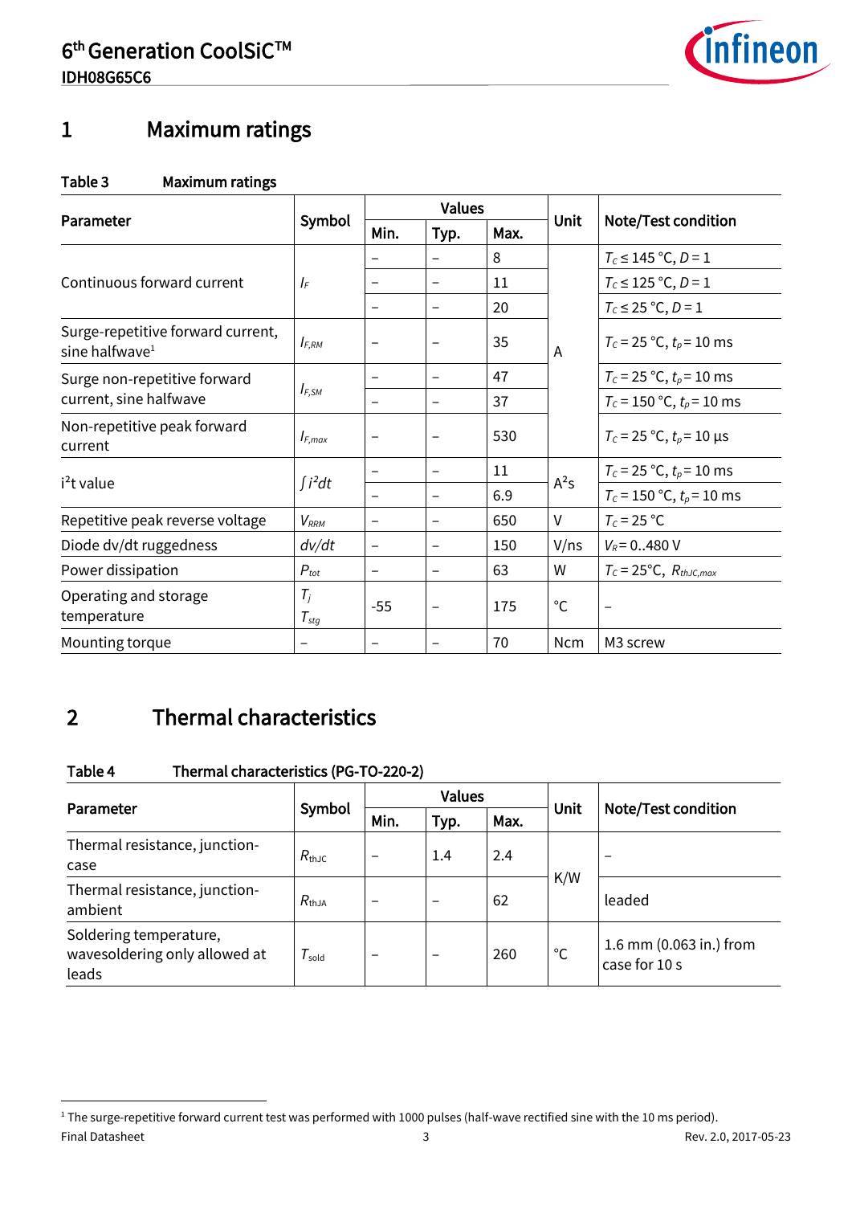# 1 Maximum ratings

**Table 3 Maximum ratings**

| Parameter | Symbol | Values | | | Unit | Note/Test condition |
|---|---|---|---|---|---|---|
| | | Min. | Typ. | Max. | | |
| Continuous forward current | $I_F$ | – | – | 8 | A | $T_C \leq 145$ °C, $D = 1$ |
| | | – | – | 11 | | $T_C \leq 125$ °C, $D = 1$ |
| | | – | – | 20 | | $T_C \leq 25$ °C, $D = 1$ |
| Surge-repetitive forward current, sine halfwave[1] | $I_{F,RM}$ | – | – | 35 | | $T_C = 25$ °C, $t_p = 10$ ms |
| Surge non-repetitive forward current, sine halfwave | $I_{F,SM}$ | – | – | 47 | | $T_C = 25$ °C, $t_p = 10$ ms |
| | | – | – | 37 | | $T_C = 150$ °C, $t_p = 10$ ms |
| Non-repetitive peak forward current | $I_{F,max}$ | – | – | 530 | | $T_C = 25$ °C, $t_p = 10$ µs |
| i²t value | $\int i^2 dt$ | – | – | 11 | $A^2s$ | $T_C = 25$ °C, $t_p = 10$ ms |
| | | – | – | 6.9 | | $T_C = 150$ °C, $t_p = 10$ ms |
| Repetitive peak reverse voltage | $V_{RRM}$ | – | – | 650 | V | $T_C = 25$ °C |
| Diode dv/dt ruggedness | $dv/dt$ | – | – | 150 | V/ns | $V_R = 0..480$ V |
| Power dissipation | $P_{tot}$ | – | – | 63 | W | $T_C = 25$°C, $R_{thJC,max}$ |
| Operating and storage temperature | $T_j$ $T_{stg}$ | -55 | – | 175 | °C | – |
| Mounting torque | – | – | – | 70 | Ncm | M3 screw |

# 2 Thermal characteristics

**Table 4 Thermal characteristics (PG-TO-220-2)**

| Parameter | Symbol | Values | | | Unit | Note/Test condition |
|---|---|---|---|---|---|---|
| | | Min. | Typ. | Max. | | |
| Thermal resistance, junction-case | $R_{thJC}$ | – | 1.4 | 2.4 | K/W | – |
| Thermal resistance, junction-ambient | $R_{thJA}$ | – | – | 62 | | leaded |
| Soldering temperature, wavesoldering only allowed at leads | $T_{sold}$ | – | – | 260 | °C | 1.6 mm (0.063 in.) from case for 10 s |

[1] The surge-repetitive forward current test was performed with 1000 pulses (half-wave rectified sine with the 10 ms period).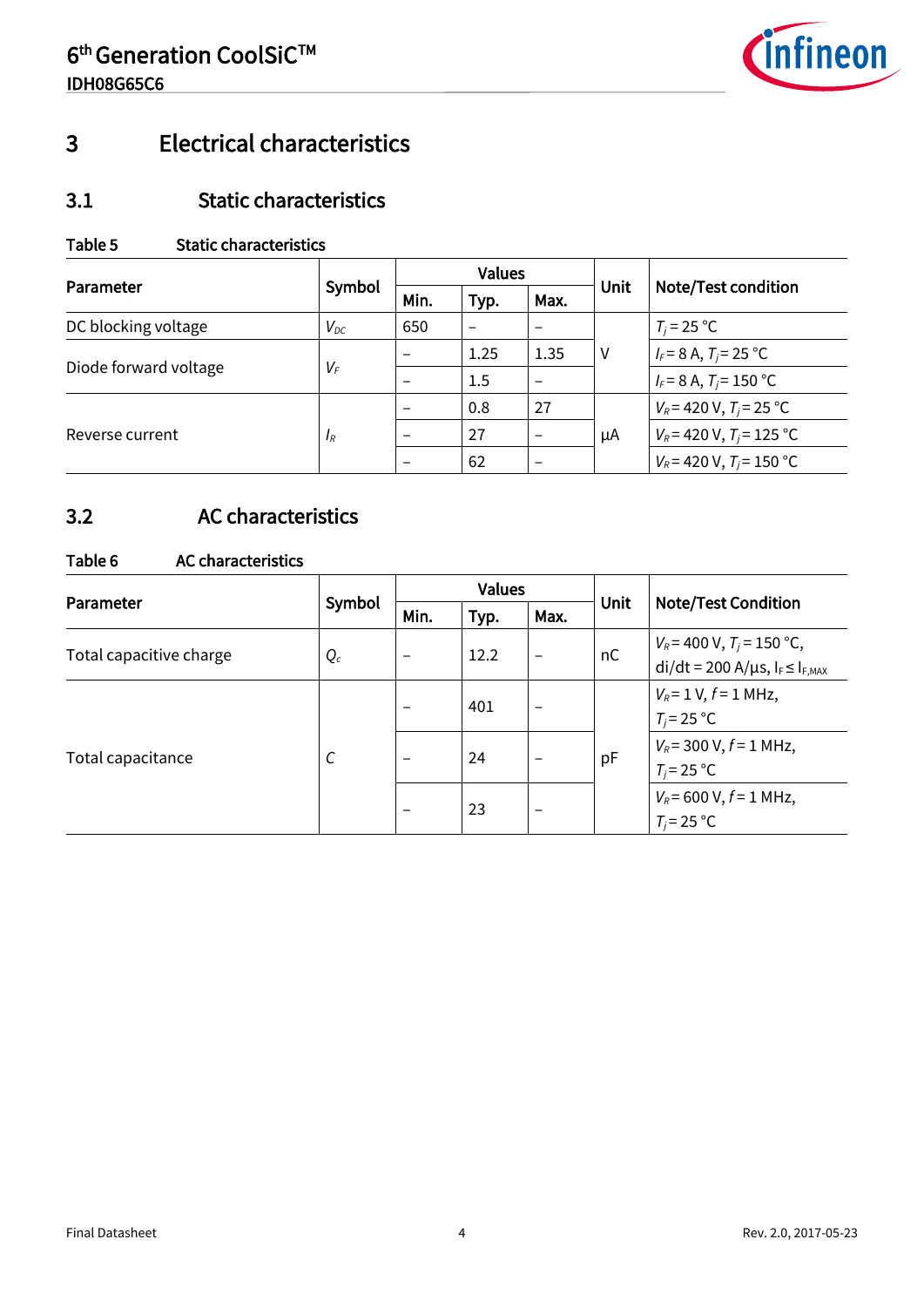# 3 Electrical characteristics

## 3.1 Static characteristics

**Table 5 Static characteristics**

| Parameter | Symbol | Values | | | Unit | Note/Test condition |
|---|---|---|---|---|---|---|
| | | Min. | Typ. | Max. | | |
| DC blocking voltage | $V_{DC}$ | 650 | – | – | V | $T_j = 25\ °C$ |
| Diode forward voltage | $V_F$ | – | 1.25 | 1.35 | V | $I_F = 8\ A$, $T_j = 25\ °C$ |
| | | – | 1.5 | – | | $I_F = 8\ A$, $T_j = 150\ °C$ |
| Reverse current | $I_R$ | – | 0.8 | 27 | µA | $V_R = 420\ V$, $T_j = 25\ °C$ |
| | | – | 27 | – | | $V_R = 420\ V$, $T_j = 125\ °C$ |
| | | – | 62 | – | | $V_R = 420\ V$, $T_j = 150\ °C$ |

## 3.2 AC characteristics

**Table 6 AC characteristics**

| Parameter | Symbol | Values | | | Unit | Note/Test Condition |
|---|---|---|---|---|---|---|
| | | Min. | Typ. | Max. | | |
| Total capacitive charge | $Q_c$ | – | 12.2 | – | nC | $V_R = 400\ V$, $T_j = 150\ °C$, $di/dt = 200\ A/µs$, $I_F \leq I_{F,MAX}$ |
| Total capacitance | $C$ | – | 401 | – | pF | $V_R = 1\ V$, $f = 1\ MHz$, $T_j = 25\ °C$ |
| | | – | 24 | – | | $V_R = 300\ V$, $f = 1\ MHz$, $T_j = 25\ °C$ |
| | | – | 23 | – | | $V_R = 600\ V$, $f = 1\ MHz$, $T_j = 25\ °C$ |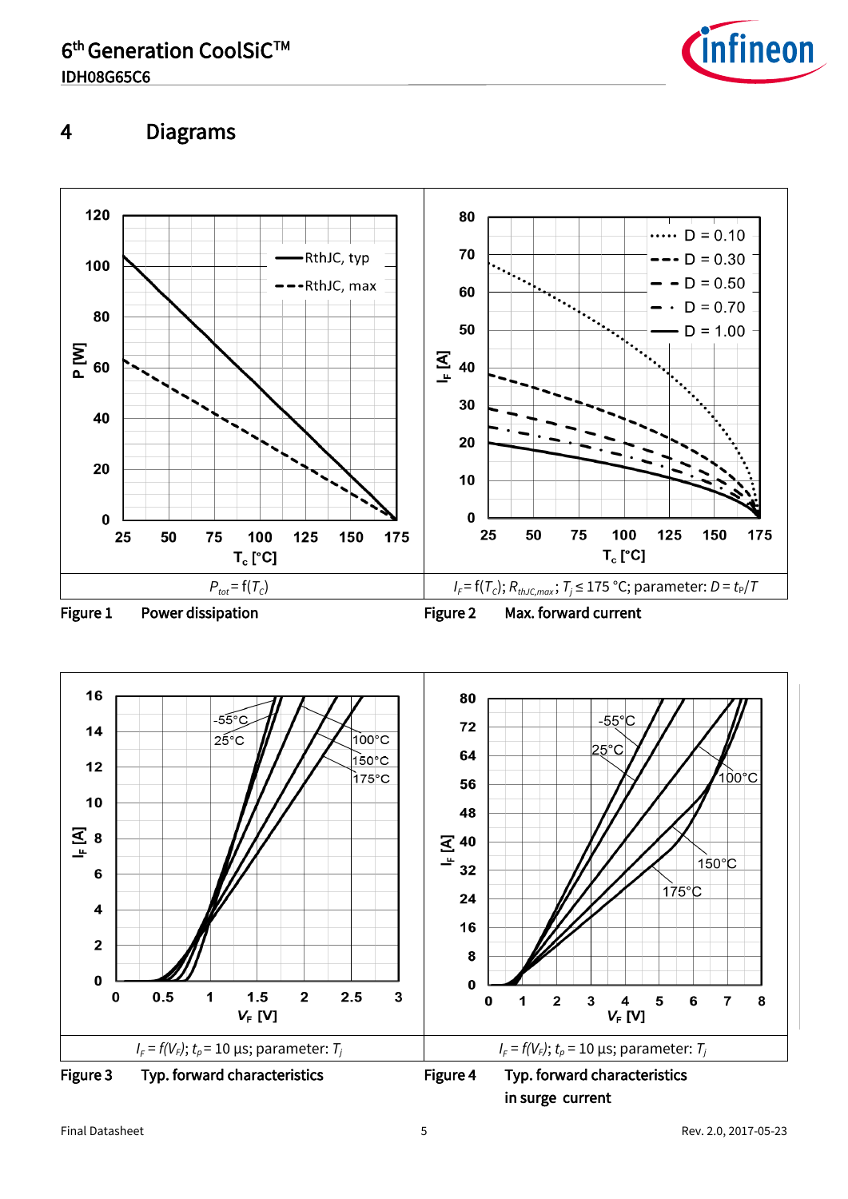# 4 Diagrams

$P_{tot} = f(T_c)$

**Figure 1** Power dissipation

$I_F = f(T_c)$; $R_{thJC,max}$; $T_j \leq 175$ °C; parameter: $D = t_P/T$

**Figure 2** Max. forward current

$I_F = f(V_F)$; $t_p = 10$ µs; parameter: $T_j$

**Figure 3** Typ. forward characteristics

$I_F = f(V_F)$; $t_p = 10$ µs; parameter: $T_j$

**Figure 4** Typ. forward characteristics in surge current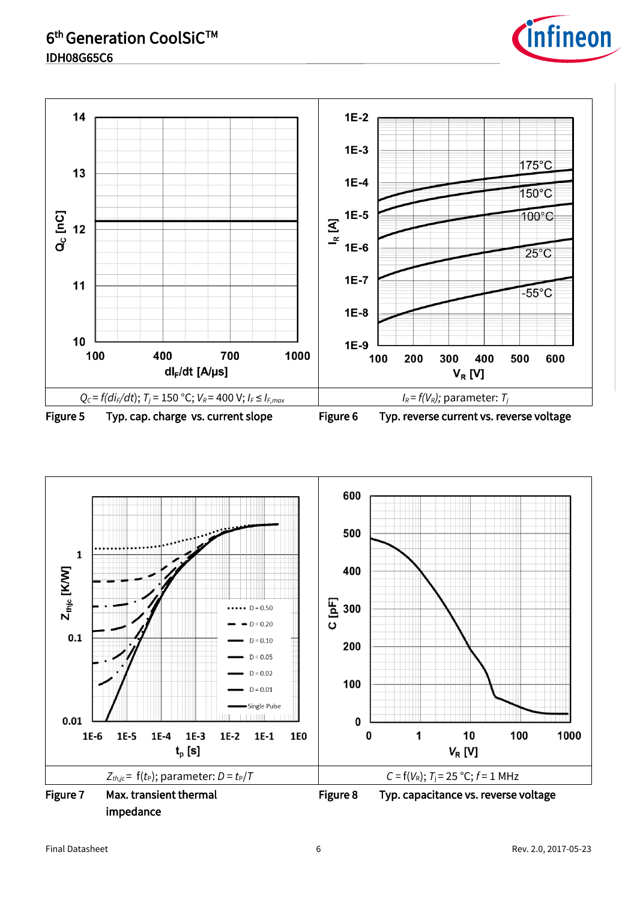$Q_C = f(di_F/dt)$; $T_j = 150$ °C; $V_R = 400$ V; $I_F \leq I_{F,max}$

**Figure 5** Typ. cap. charge vs. current slope

$I_R = f(V_R)$; parameter: $T_j$

**Figure 6** Typ. reverse current vs. reverse voltage

$Z_{th,jc} = f(t_P)$; parameter: $D = t_P/T$

**Figure 7** Max. transient thermal impedance

$C = f(V_R)$; $T_j = 25$ °C; $f = 1$ MHz

**Figure 8** Typ. capacitance vs. reverse voltage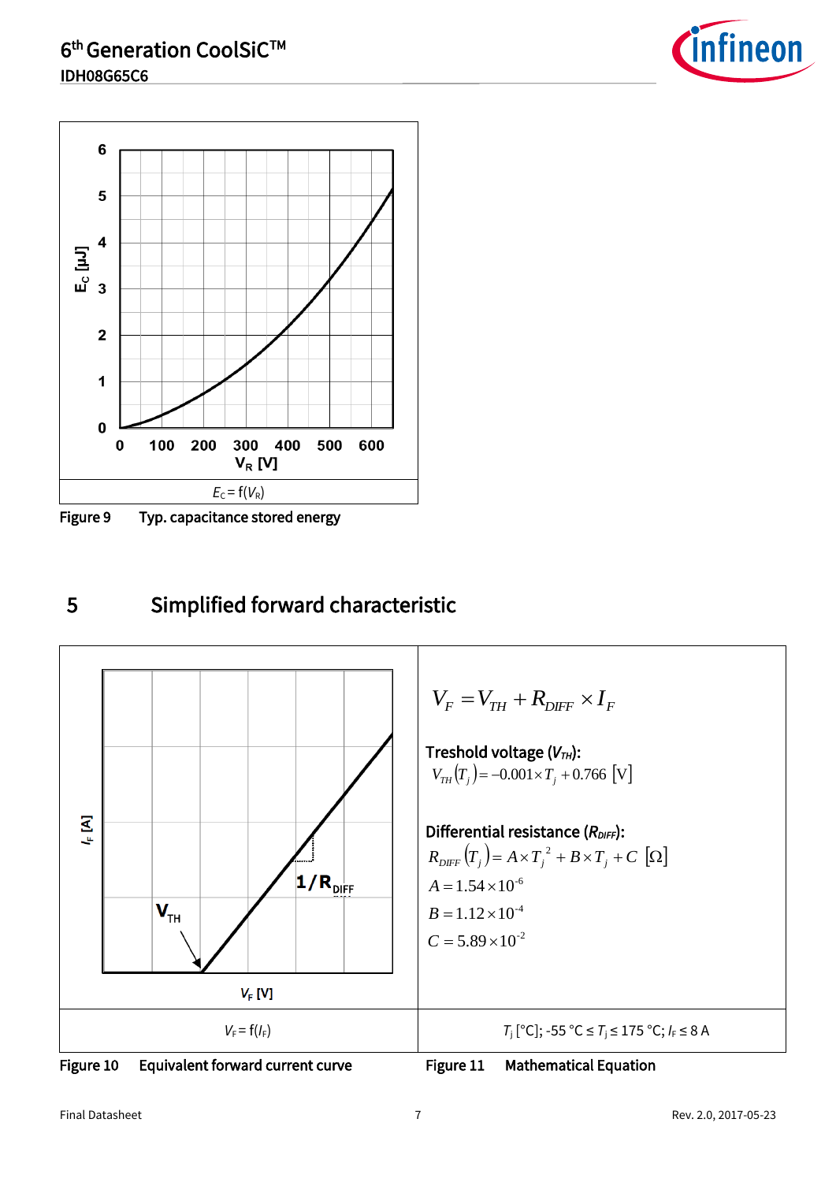$E_C = f(V_R)$

Figure 9 Typ. capacitance stored energy

## 5 Simplified forward characteristic

$V_F = f(I_F)$

Figure 10 Equivalent forward current curve

$$V_F = V_{TH} + R_{DIFF} \times I_F$$

Treshold voltage ($V_{TH}$):

$$V_{TH}(T_j) = -0.001 \times T_j + 0.766 \; [\text{V}]$$

Differential resistance ($R_{DIFF}$):

$$R_{DIFF}(T_j) = A \times T_j^2 + B \times T_j + C \; [\Omega]$$

$$A = 1.54 \times 10^{-6}$$

$$B = 1.12 \times 10^{-4}$$

$$C = 5.89 \times 10^{-2}$$

$T_j$ [°C]; -55 °C ≤ $T_j$ ≤ 175 °C; $I_F$ ≤ 8 A

Figure 11 Mathematical Equation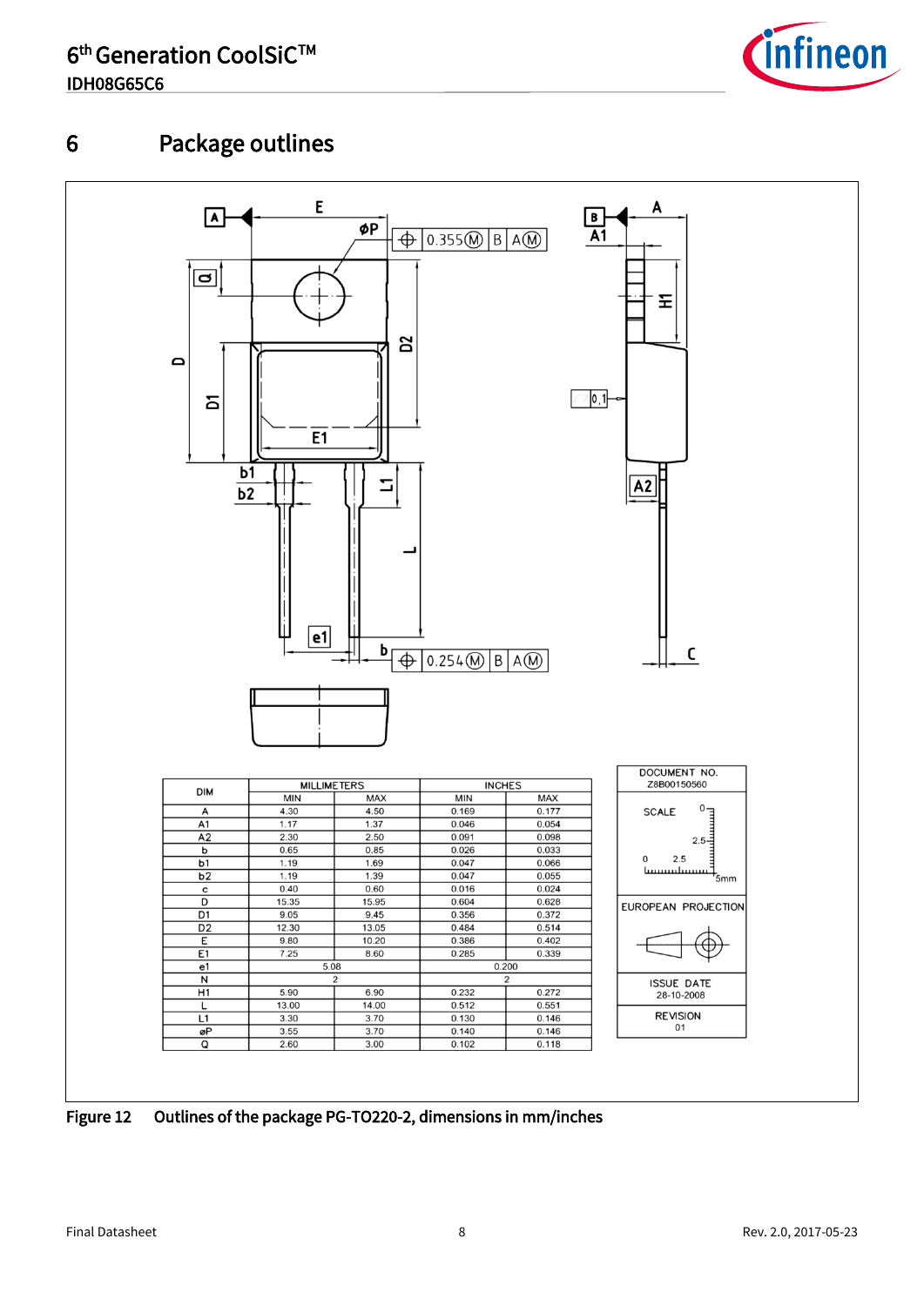# 6 Package outlines

| DIM | MILLIMETERS | | INCHES | |
|---|---|---|---|---|
| | MIN | MAX | MIN | MAX |
| A | 4.30 | 4.50 | 0.169 | 0.177 |
| A1 | 1.17 | 1.37 | 0.046 | 0.054 |
| A2 | 2.30 | 2.50 | 0.091 | 0.098 |
| b | 0.65 | 0.85 | 0.026 | 0.033 |
| b1 | 1.19 | 1.69 | 0.047 | 0.066 |
| b2 | 1.19 | 1.39 | 0.047 | 0.055 |
| c | 0.40 | 0.60 | 0.016 | 0.024 |
| D | 15.35 | 15.95 | 0.604 | 0.628 |
| D1 | 9.05 | 9.45 | 0.356 | 0.372 |
| D2 | 12.30 | 13.05 | 0.484 | 0.514 |
| E | 9.80 | 10.20 | 0.386 | 0.402 |
| E1 | 7.25 | 8.60 | 0.285 | 0.339 |
| e1 | 5.08 | | 0.200 | |
| N | 2 | | 2 | |
| H1 | 5.90 | 6.90 | 0.232 | 0.272 |
| L | 13.00 | 14.00 | 0.512 | 0.551 |
| L1 | 3.30 | 3.70 | 0.130 | 0.146 |
| øP | 3.55 | 3.70 | 0.140 | 0.146 |
| Q | 2.60 | 3.00 | 0.102 | 0.118 |

DOCUMENT NO.
Z8B00150560

SCALE 0 2.5 5mm

EUROPEAN PROJECTION

ISSUE DATE
28-10-2008

REVISION
01

Figure 12 Outlines of the package PG-TO220-2, dimensions in mm/inches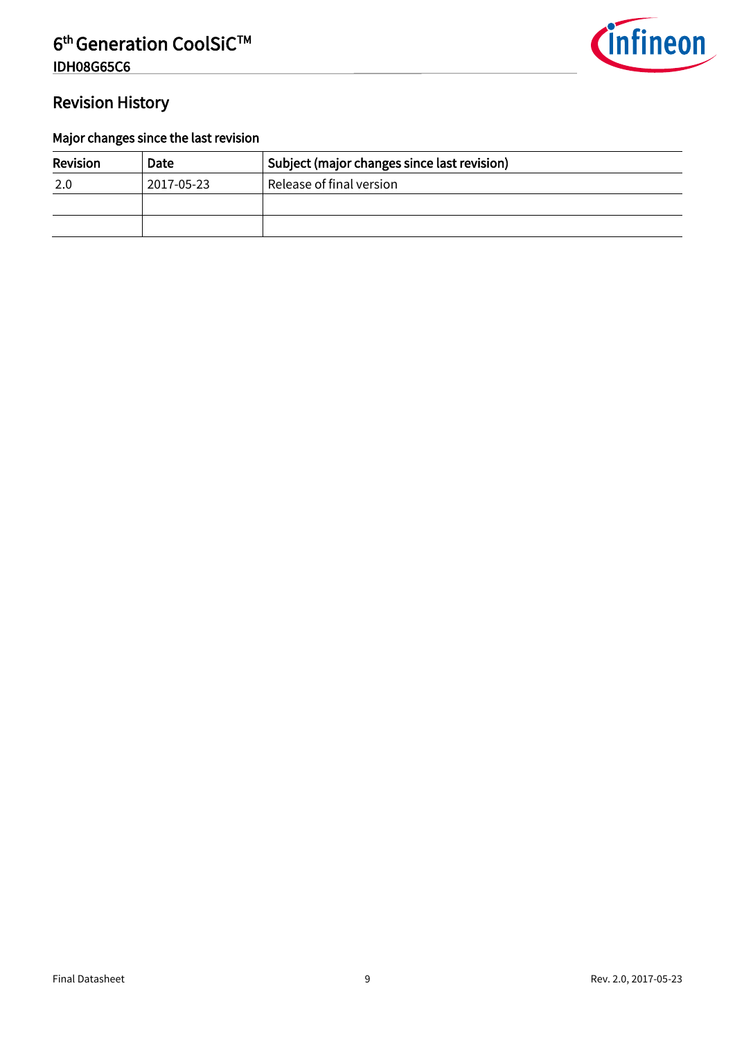## Revision History

### Major changes since the last revision

| Revision | Date | Subject (major changes since last revision) |
|---|---|---|
| 2.0 | 2017-05-23 | Release of final version |
| | | |
| | | |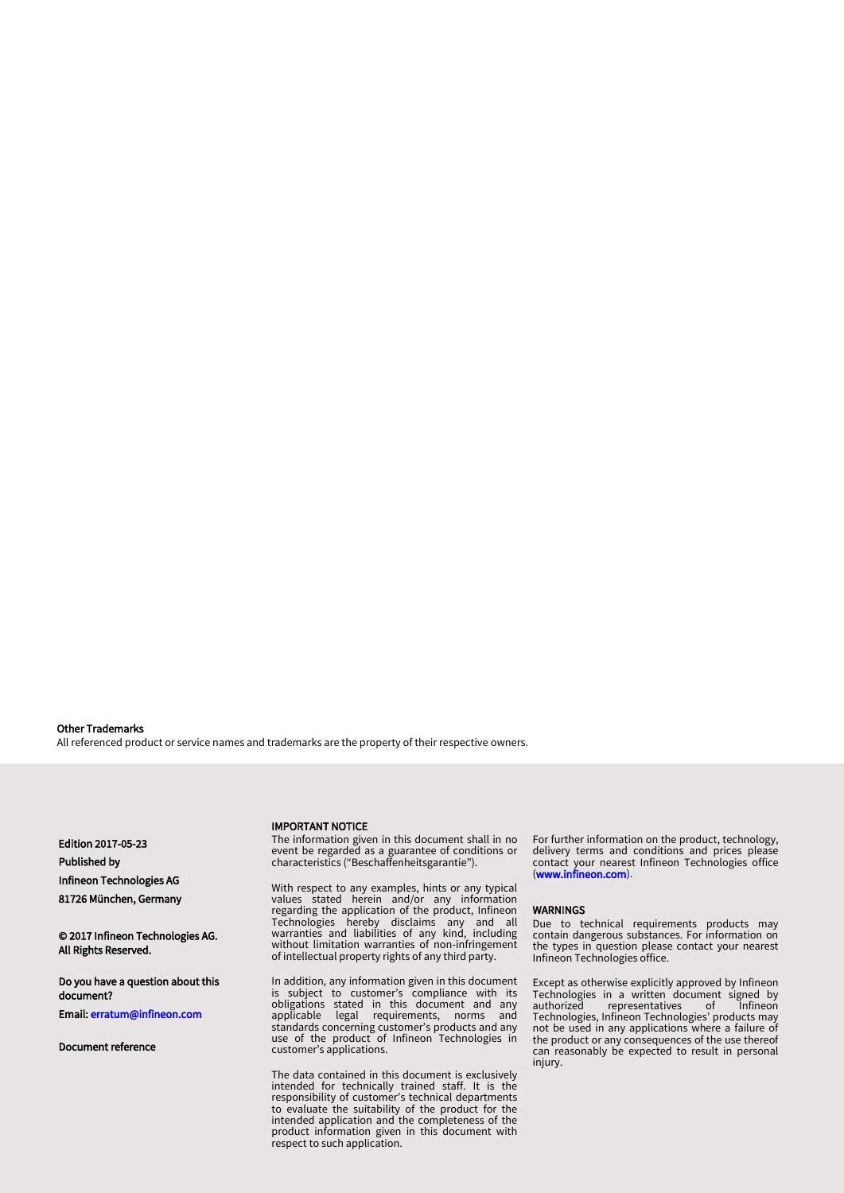**Other Trademarks**

All referenced product or service names and trademarks are the property of their respective owners.

**Edition 2017-05-23**

**Published by**

**Infineon Technologies AG**

**81726 München, Germany**

**© 2017 Infineon Technologies AG.**
**All Rights Reserved.**

**Do you have a question about this document?**

**Email:** erratum@infineon.com

**Document reference**

**IMPORTANT NOTICE**

The information given in this document shall in no event be regarded as a guarantee of conditions or characteristics ("Beschaffenheitsgarantie").

With respect to any examples, hints or any typical values stated herein and/or any information regarding the application of the product, Infineon Technologies hereby disclaims any and all warranties and liabilities of any kind, including without limitation warranties of non-infringement of intellectual property rights of any third party.

In addition, any information given in this document is subject to customer's compliance with its obligations stated in this document and any applicable legal requirements, norms and standards concerning customer's products and any use of the product of Infineon Technologies in customer's applications.

The data contained in this document is exclusively intended for technically trained staff. It is the responsibility of customer's technical departments to evaluate the suitability of the product for the intended application and the completeness of the product information given in this document with respect to such application.

For further information on the product, technology, delivery terms and conditions and prices please contact your nearest Infineon Technologies office (**www.infineon.com**).

**WARNINGS**

Due to technical requirements products may contain dangerous substances. For information on the types in question please contact your nearest Infineon Technologies office.

Except as otherwise explicitly approved by Infineon Technologies in a written document signed by authorized representatives of Infineon Technologies, Infineon Technologies' products may not be used in any applications where a failure of the product or any consequences of the use thereof can reasonably be expected to result in personal injury.